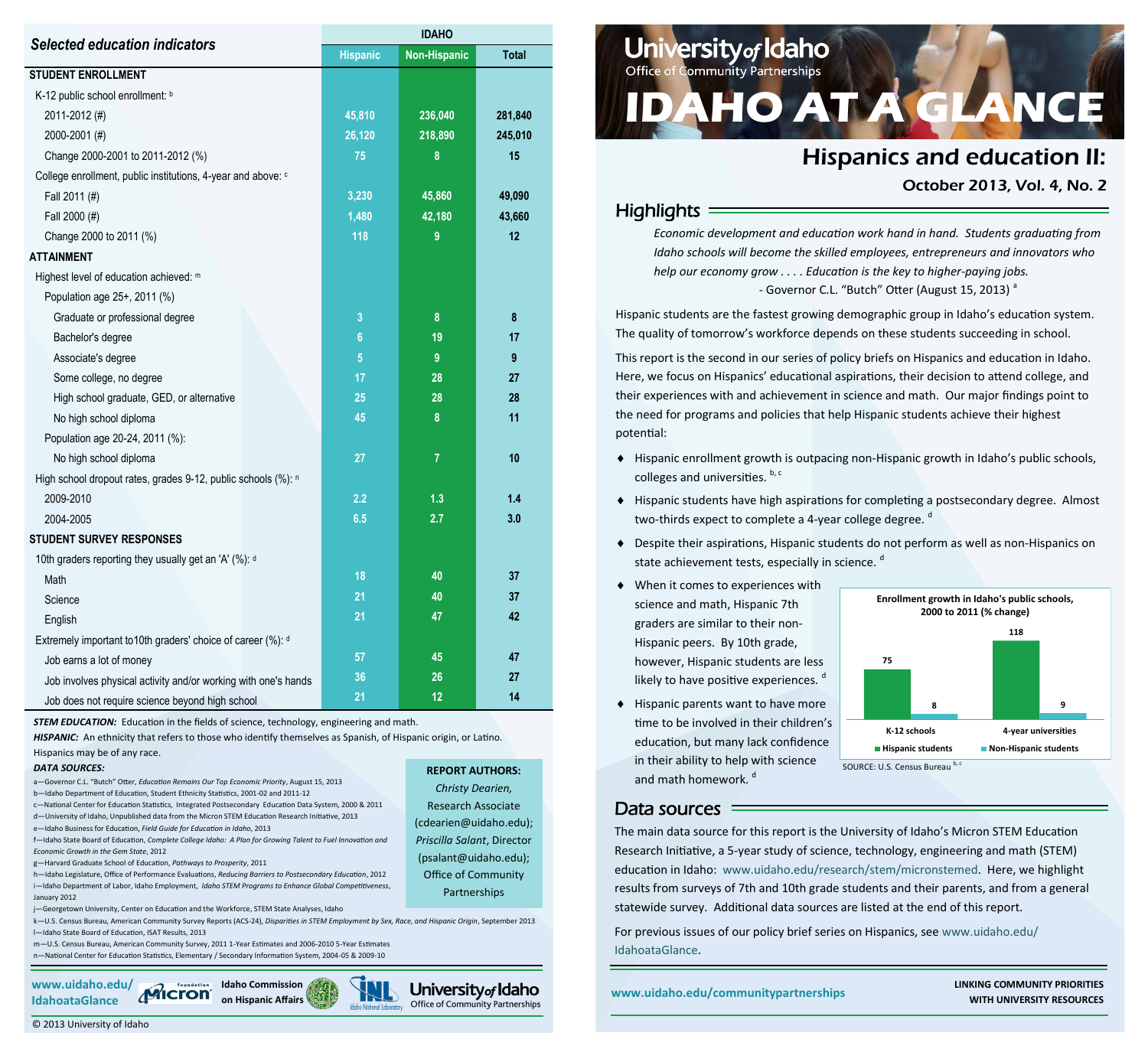# IDAHO AT A GLANCE

University of Idaho
Office of Community Partnerships

## Hispanics and education II:

October 2013, Vol. 4, No. 2

## Highlights

*Economic development and education work hand in hand. Students graduating from Idaho schools will become the skilled employees, entrepreneurs and innovators who help our economy grow . . . . Education is the key to higher-paying jobs.*
- Governor C.L. "Butch" Otter (August 15, 2013) [a]

Hispanic students are the fastest growing demographic group in Idaho's education system. The quality of tomorrow's workforce depends on these students succeeding in school.

This report is the second in our series of policy briefs on Hispanics and education in Idaho. Here, we focus on Hispanics' educational aspirations, their decision to attend college, and their experiences with and achievement in science and math. Our major findings point to the need for programs and policies that help Hispanic students achieve their highest potential:

- Hispanic enrollment growth is outpacing non-Hispanic growth in Idaho's public schools, colleges and universities. [b, c]
- Hispanic students have high aspirations for completing a postsecondary degree. Almost two-thirds expect to complete a 4-year college degree. [d]
- Despite their aspirations, Hispanic students do not perform as well as non-Hispanics on state achievement tests, especially in science. [d]
- When it comes to experiences with science and math, Hispanic 7th graders are similar to their non-Hispanic peers. By 10th grade, however, Hispanic students are less likely to have positive experiences. [d]
- Hispanic parents want to have more time to be involved in their children's education, but many lack confidence in their ability to help with science and math homework. [d]

**Enrollment growth in Idaho's public schools, 2000 to 2011 (% change)**

| | Hispanic students | Non-Hispanic students |
|---|---|---|
| K-12 schools | 75 | 8 |
| 4-year universities | 118 | 9 |

SOURCE: U.S. Census Bureau [b, c]

## Data sources

The main data source for this report is the University of Idaho's Micron STEM Education Research Initiative, a 5-year study of science, technology, engineering and math (STEM) education in Idaho: www.uidaho.edu/research/stem/micronstemed. Here, we highlight results from surveys of 7th and 10th grade students and their parents, and from a general statewide survey. Additional data sources are listed at the end of this report.

For previous issues of our policy brief series on Hispanics, see www.uidaho.edu/IdahoataGlance.

www.uidaho.edu/communitypartnerships

LINKING COMMUNITY PRIORITIES WITH UNIVERSITY RESOURCES

## Selected education indicators

| | IDAHO | | |
|---|---|---|---|
| | Hispanic | Non-Hispanic | Total |
| **STUDENT ENROLLMENT** | | | |
| K-12 public school enrollment: [b] | | | |
| 2011-2012 (#) | 45,810 | 236,040 | 281,840 |
| 2000-2001 (#) | 26,120 | 218,890 | 245,010 |
| Change 2000-2001 to 2011-2012 (%) | 75 | 8 | 15 |
| College enrollment, public institutions, 4-year and above: [c] | | | |
| Fall 2011 (#) | 3,230 | 45,860 | 49,090 |
| Fall 2000 (#) | 1,480 | 42,180 | 43,660 |
| Change 2000 to 2011 (%) | 118 | 9 | 12 |
| **ATTAINMENT** | | | |
| Highest level of education achieved: [m] | | | |
| Population age 25+, 2011 (%) | | | |
| Graduate or professional degree | 3 | 8 | 8 |
| Bachelor's degree | 6 | 19 | 17 |
| Associate's degree | 5 | 9 | 9 |
| Some college, no degree | 17 | 28 | 27 |
| High school graduate, GED, or alternative | 25 | 28 | 28 |
| No high school diploma | 45 | 8 | 11 |
| Population age 20-24, 2011 (%): | | | |
| No high school diploma | 27 | 7 | 10 |
| High school dropout rates, grades 9-12, public schools (%): [n] | | | |
| 2009-2010 | 2.2 | 1.3 | 1.4 |
| 2004-2005 | 6.5 | 2.7 | 3.0 |
| **STUDENT SURVEY RESPONSES** | | | |
| 10th graders reporting they usually get an 'A' (%): [d] | | | |
| Math | 18 | 40 | 37 |
| Science | 21 | 40 | 37 |
| English | 21 | 47 | 42 |
| Extremely important to10th graders' choice of career (%): [d] | | | |
| Job earns a lot of money | 57 | 45 | 47 |
| Job involves physical activity and/or working with one's hands | 36 | 26 | 27 |
| Job does not require science beyond high school | 21 | 12 | 14 |

***STEM EDUCATION:*** Education in the fields of science, technology, engineering and math.
***HISPANIC:*** An ethnicity that refers to those who identify themselves as Spanish, of Hispanic origin, or Latino. Hispanics may be of any race.

***DATA SOURCES:***

a—Governor C.L. "Butch" Otter, *Education Remains Our Top Economic Priority*, August 15, 2013
b—Idaho Department of Education, Student Ethnicity Statistics, 2001-02 and 2011-12
c—National Center for Education Statistics, Integrated Postsecondary Education Data System, 2000 & 2011
d—University of Idaho, Unpublished data from the Micron STEM Education Research Initiative, 2013
e—Idaho Business for Education, *Field Guide for Education in Idaho*, 2013
f—Idaho State Board of Education, *Complete College Idaho: A Plan for Growing Talent to Fuel Innovation and Economic Growth in the Gem State*, 2012
g—Harvard Graduate School of Education, *Pathways to Prosperity*, 2011
h—Idaho Legislature, Office of Performance Evaluations, *Reducing Barriers to Postsecondary Education*, 2012
i—Idaho Department of Labor, Idaho Employment, *Idaho STEM Programs to Enhance Global Competitiveness*, January 2012
j—Georgetown University, Center on Education and the Workforce, STEM State Analyses, Idaho
k—U.S. Census Bureau, American Community Survey Reports (ACS-24), *Disparities in STEM Employment by Sex, Race, and Hispanic Origin*, September 2013
l—Idaho State Board of Education, ISAT Results, 2013
m—U.S. Census Bureau, American Community Survey, 2011 1-Year Estimates and 2006-2010 5-Year Estimates
n—National Center for Education Statistics, Elementary / Secondary Information System, 2004-05 & 2009-10

**REPORT AUTHORS:**
*Christy Dearien*, Research Associate (cdearien@uidaho.edu);
*Priscilla Salant*, Director (psalant@uidaho.edu);
Office of Community Partnerships

www.uidaho.edu/IdahoataGlance

Micron Foundation · Idaho Commission on Hispanic Affairs · Idaho National Laboratory · University of Idaho Office of Community Partnerships

© 2013 University of Idaho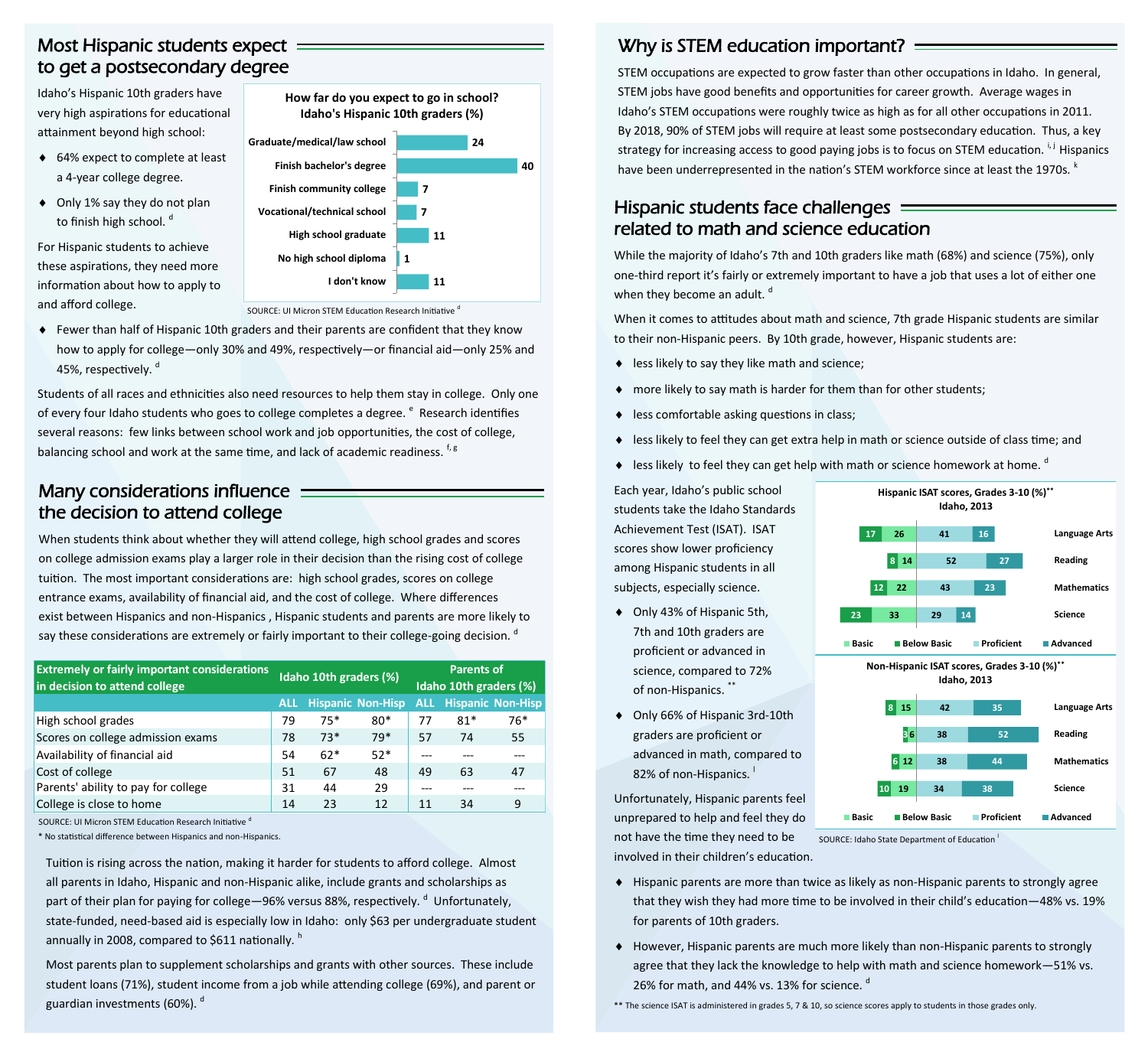## Most Hispanic students expect to get a postsecondary degree

Idaho's Hispanic 10th graders have very high aspirations for educational attainment beyond high school:

- 64% expect to complete at least a 4-year college degree.
- Only 1% say they do not plan to finish high school. [d]

For Hispanic students to achieve these aspirations, they need more information about how to apply to and afford college.

How far do you expect to go in school?
Idaho's Hispanic 10th graders (%)

Graduate/medical/law school 24
Finish bachelor's degree 40
Finish community college 7
Vocational/technical school 7
High school graduate 11
No high school diploma 1
I don't know 11

SOURCE: UI Micron STEM Education Research Initiative [d]

- Fewer than half of Hispanic 10th graders and their parents are confident that they know how to apply for college—only 30% and 49%, respectively—or financial aid—only 25% and 45%, respectively. [d]

Students of all races and ethnicities also need resources to help them stay in college. Only one of every four Idaho students who goes to college completes a degree. [e] Research identifies several reasons: few links between school work and job opportunities, the cost of college, balancing school and work at the same time, and lack of academic readiness. [f, g]

## Many considerations influence the decision to attend college

When students think about whether they will attend college, high school grades and scores on college admission exams play a larger role in their decision than the rising cost of college tuition. The most important considerations are: high school grades, scores on college entrance exams, availability of financial aid, and the cost of college. Where differences exist between Hispanics and non-Hispanics , Hispanic students and parents are more likely to say these considerations are extremely or fairly important to their college-going decision. [d]

| Extremely or fairly important considerations in decision to attend college | Idaho 10th graders (%) | | | Parents of Idaho 10th graders (%) | | |
|---|---|---|---|---|---|---|
| | ALL | Hispanic | Non-Hisp | ALL | Hispanic | Non-Hisp |
| High school grades | 79 | 75* | 80* | 77 | 81* | 76* |
| Scores on college admission exams | 78 | 73* | 79* | 57 | 74 | 55 |
| Availability of financial aid | 54 | 62* | 52* | --- | --- | --- |
| Cost of college | 51 | 67 | 48 | 49 | 63 | 47 |
| Parents' ability to pay for college | 31 | 44 | 29 | --- | --- | --- |
| College is close to home | 14 | 23 | 12 | 11 | 34 | 9 |

SOURCE: UI Micron STEM Education Research Initiative [d]
* No statistical difference between Hispanics and non-Hispanics.

Tuition is rising across the nation, making it harder for students to afford college. Almost all parents in Idaho, Hispanic and non-Hispanic alike, include grants and scholarships as part of their plan for paying for college—96% versus 88%, respectively. [d] Unfortunately, state-funded, need-based aid is especially low in Idaho: only $63 per undergraduate student annually in 2008, compared to $611 nationally. [h]

Most parents plan to supplement scholarships and grants with other sources. These include student loans (71%), student income from a job while attending college (69%), and parent or guardian investments (60%). [d]

## Why is STEM education important?

STEM occupations are expected to grow faster than other occupations in Idaho. In general, STEM jobs have good benefits and opportunities for career growth. Average wages in Idaho's STEM occupations were roughly twice as high as for all other occupations in 2011. By 2018, 90% of STEM jobs will require at least some postsecondary education. Thus, a key strategy for increasing access to good paying jobs is to focus on STEM education. [i, j] Hispanics have been underrepresented in the nation's STEM workforce since at least the 1970s. [k]

## Hispanic students face challenges related to math and science education

While the majority of Idaho's 7th and 10th graders like math (68%) and science (75%), only one-third report it's fairly or extremely important to have a job that uses a lot of either one when they become an adult. [d]

When it comes to attitudes about math and science, 7th grade Hispanic students are similar to their non-Hispanic peers. By 10th grade, however, Hispanic students are:

- less likely to say they like math and science;
- more likely to say math is harder for them than for other students;
- less comfortable asking questions in class;
- less likely to feel they can get extra help in math or science outside of class time; and
- less likely to feel they can get help with math or science homework at home. [d]

Each year, Idaho's public school students take the Idaho Standards Achievement Test (ISAT). ISAT scores show lower proficiency among Hispanic students in all subjects, especially science.

- Only 43% of Hispanic 5th, 7th and 10th graders are proficient or advanced in science, compared to 72% of non-Hispanics. **
- Only 66% of Hispanic 3rd-10th graders are proficient or advanced in math, compared to 82% of non-Hispanics. [l]

Hispanic ISAT scores, Grades 3-10 (%)**
Idaho, 2013

Language Arts: 17 26 41 16
Reading: 8 14 52 27
Mathematics: 12 22 43 23
Science: 23 33 29 14

Basic, Below Basic, Proficient, Advanced

Non-Hispanic ISAT scores, Grades 3-10 (%)**
Idaho, 2013

Language Arts: 8 15 42 35
Reading: 3 6 38 52
Mathematics: 6 12 38 44
Science: 10 19 34 38

Basic, Below Basic, Proficient, Advanced

SOURCE: Idaho State Department of Education [l]

Unfortunately, Hispanic parents feel unprepared to help and feel they do not have the time they need to be involved in their children's education.

- Hispanic parents are more than twice as likely as non-Hispanic parents to strongly agree that they wish they had more time to be involved in their child's education—48% vs. 19% for parents of 10th graders.
- However, Hispanic parents are much more likely than non-Hispanic parents to strongly agree that they lack the knowledge to help with math and science homework—51% vs. 26% for math, and 44% vs. 13% for science. [d]

** The science ISAT is administered in grades 5, 7 & 10, so science scores apply to students in those grades only.